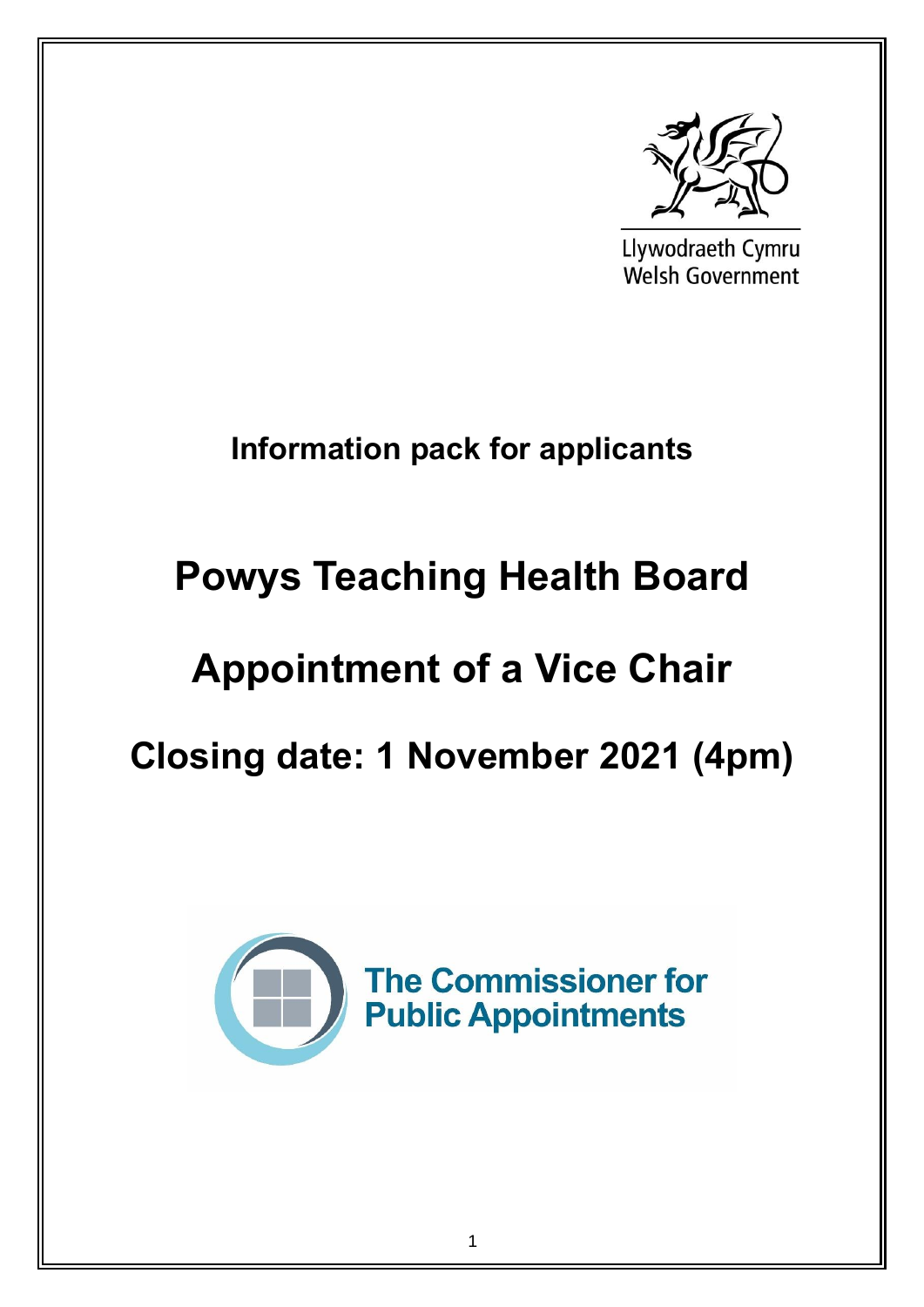Llywodraeth Cymru
Welsh Government

**Information pack for applicants**

# Powys Teaching Health Board

# Appointment of a Vice Chair

# Closing date: 1 November 2021 (4pm)

The Commissioner for Public Appointments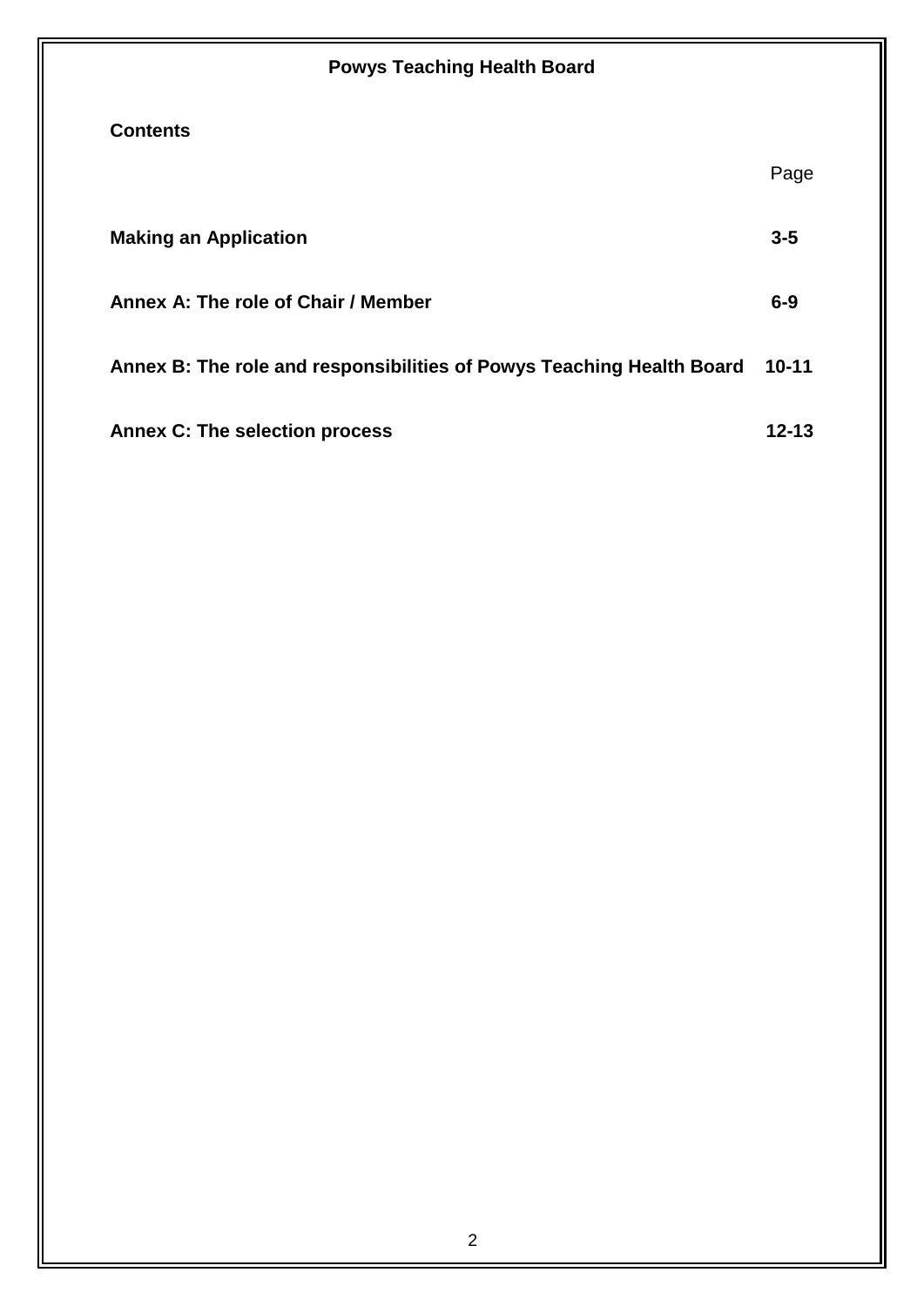**Powys Teaching Health Board**

## Contents

| | Page |
|---|---|
| **Making an Application** | **3-5** |
| **Annex A: The role of Chair / Member** | **6-9** |
| **Annex B: The role and responsibilities of Powys Teaching Health Board** | **10-11** |
| **Annex C: The selection process** | **12-13** |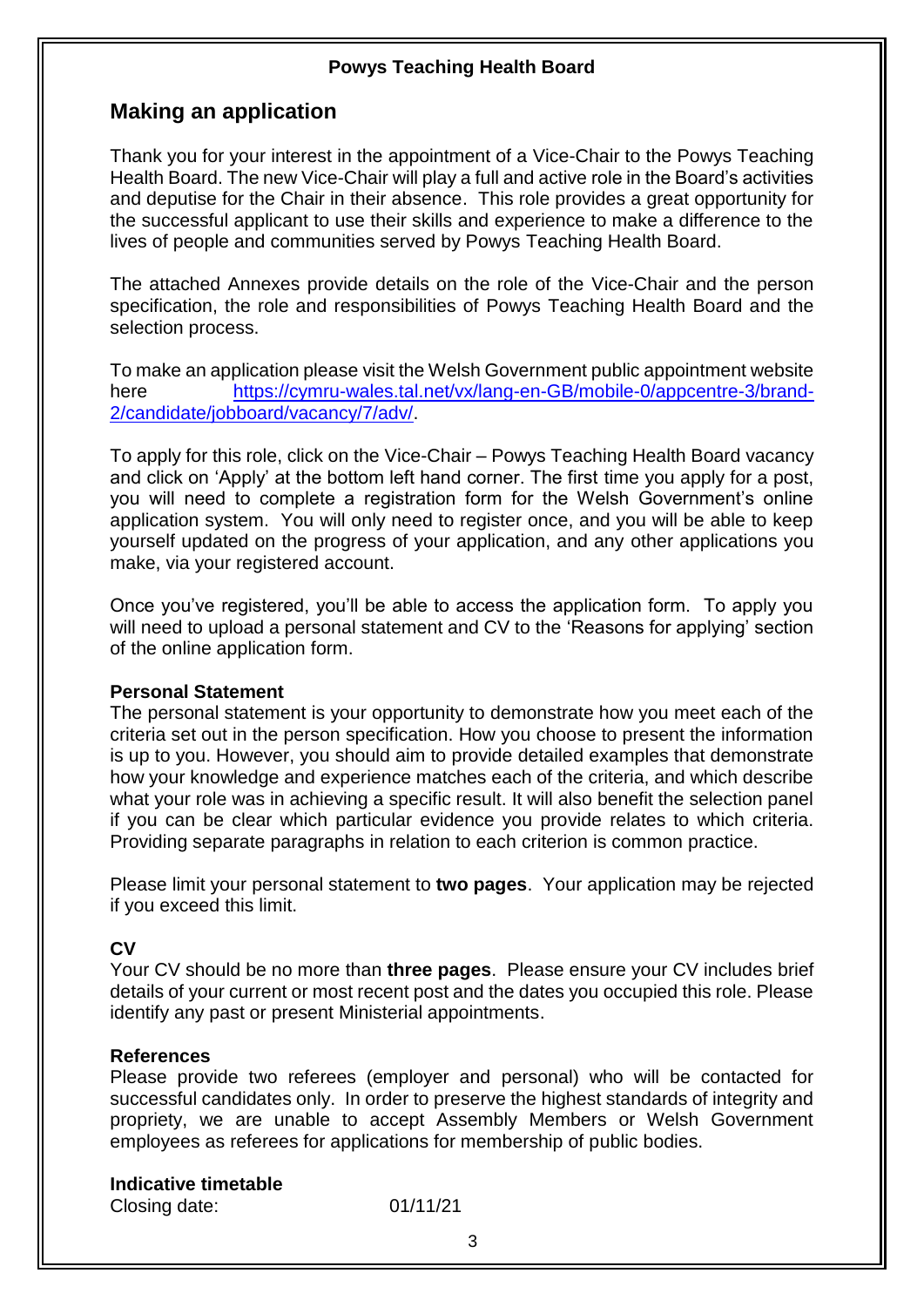**Powys Teaching Health Board**

## Making an application

Thank you for your interest in the appointment of a Vice-Chair to the Powys Teaching Health Board. The new Vice-Chair will play a full and active role in the Board's activities and deputise for the Chair in their absence. This role provides a great opportunity for the successful applicant to use their skills and experience to make a difference to the lives of people and communities served by Powys Teaching Health Board.

The attached Annexes provide details on the role of the Vice-Chair and the person specification, the role and responsibilities of Powys Teaching Health Board and the selection process.

To make an application please visit the Welsh Government public appointment website here https://cymru-wales.tal.net/vx/lang-en-GB/mobile-0/appcentre-3/brand-2/candidate/jobboard/vacancy/7/adv/.

To apply for this role, click on the Vice-Chair – Powys Teaching Health Board vacancy and click on 'Apply' at the bottom left hand corner. The first time you apply for a post, you will need to complete a registration form for the Welsh Government's online application system. You will only need to register once, and you will be able to keep yourself updated on the progress of your application, and any other applications you make, via your registered account.

Once you've registered, you'll be able to access the application form. To apply you will need to upload a personal statement and CV to the 'Reasons for applying' section of the online application form.

**Personal Statement**

The personal statement is your opportunity to demonstrate how you meet each of the criteria set out in the person specification. How you choose to present the information is up to you. However, you should aim to provide detailed examples that demonstrate how your knowledge and experience matches each of the criteria, and which describe what your role was in achieving a specific result. It will also benefit the selection panel if you can be clear which particular evidence you provide relates to which criteria. Providing separate paragraphs in relation to each criterion is common practice.

Please limit your personal statement to **two pages**. Your application may be rejected if you exceed this limit.

**CV**

Your CV should be no more than **three pages**. Please ensure your CV includes brief details of your current or most recent post and the dates you occupied this role. Please identify any past or present Ministerial appointments.

**References**

Please provide two referees (employer and personal) who will be contacted for successful candidates only. In order to preserve the highest standards of integrity and propriety, we are unable to accept Assembly Members or Welsh Government employees as referees for applications for membership of public bodies.

**Indicative timetable**

Closing date: 01/11/21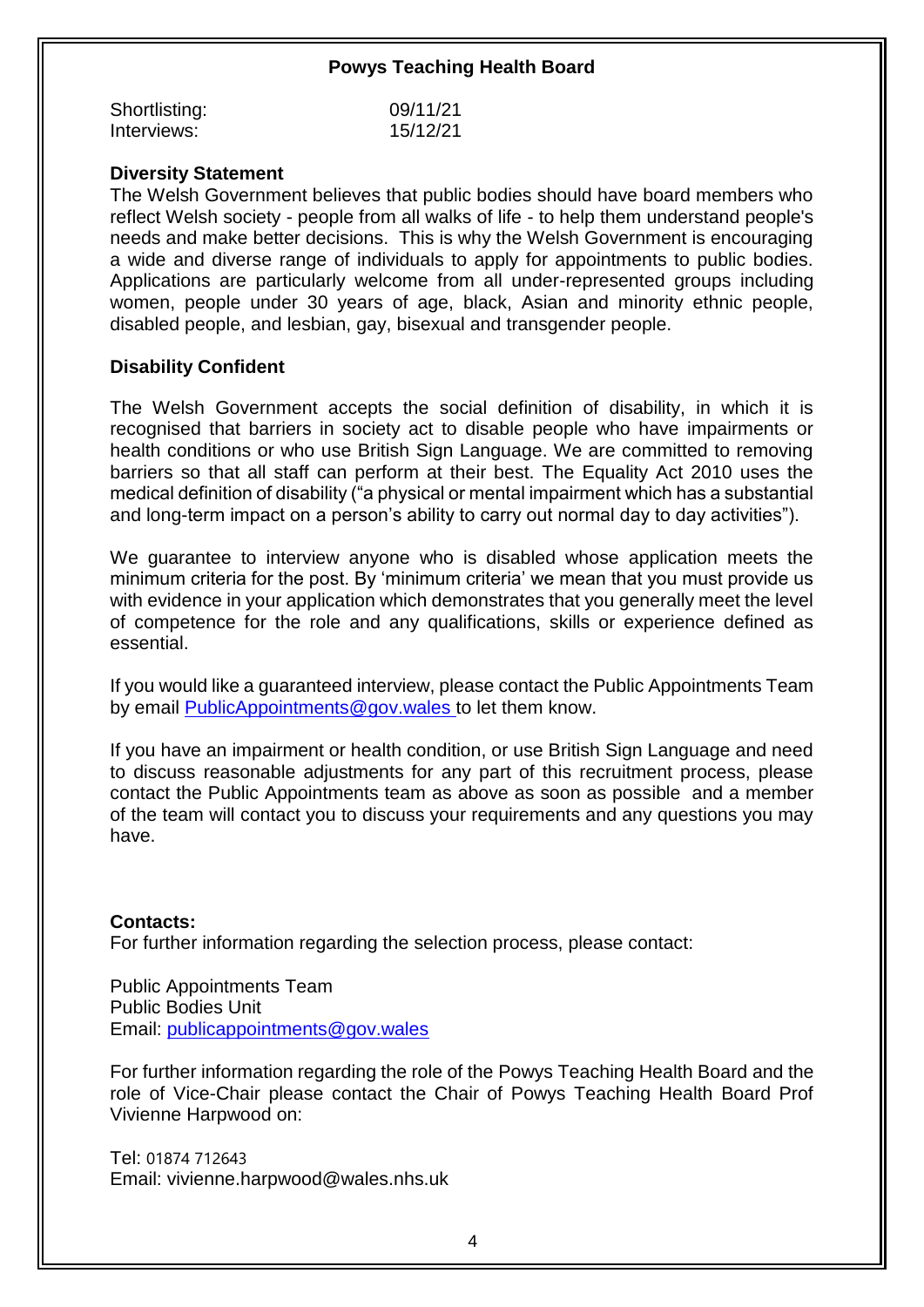**Powys Teaching Health Board**

| | |
|---|---|
| Shortlisting: | 09/11/21 |
| Interviews: | 15/12/21 |

**Diversity Statement**

The Welsh Government believes that public bodies should have board members who reflect Welsh society - people from all walks of life - to help them understand people's needs and make better decisions. This is why the Welsh Government is encouraging a wide and diverse range of individuals to apply for appointments to public bodies. Applications are particularly welcome from all under-represented groups including women, people under 30 years of age, black, Asian and minority ethnic people, disabled people, and lesbian, gay, bisexual and transgender people.

**Disability Confident**

The Welsh Government accepts the social definition of disability, in which it is recognised that barriers in society act to disable people who have impairments or health conditions or who use British Sign Language. We are committed to removing barriers so that all staff can perform at their best. The Equality Act 2010 uses the medical definition of disability ("a physical or mental impairment which has a substantial and long-term impact on a person's ability to carry out normal day to day activities").

We guarantee to interview anyone who is disabled whose application meets the minimum criteria for the post. By 'minimum criteria' we mean that you must provide us with evidence in your application which demonstrates that you generally meet the level of competence for the role and any qualifications, skills or experience defined as essential.

If you would like a guaranteed interview, please contact the Public Appointments Team by email PublicAppointments@gov.wales to let them know.

If you have an impairment or health condition, or use British Sign Language and need to discuss reasonable adjustments for any part of this recruitment process, please contact the Public Appointments team as above as soon as possible and a member of the team will contact you to discuss your requirements and any questions you may have.

**Contacts:**

For further information regarding the selection process, please contact:

Public Appointments Team
Public Bodies Unit
Email: publicappointments@gov.wales

For further information regarding the role of the Powys Teaching Health Board and the role of Vice-Chair please contact the Chair of Powys Teaching Health Board Prof Vivienne Harpwood on:

Tel: 01874 712643
Email: vivienne.harpwood@wales.nhs.uk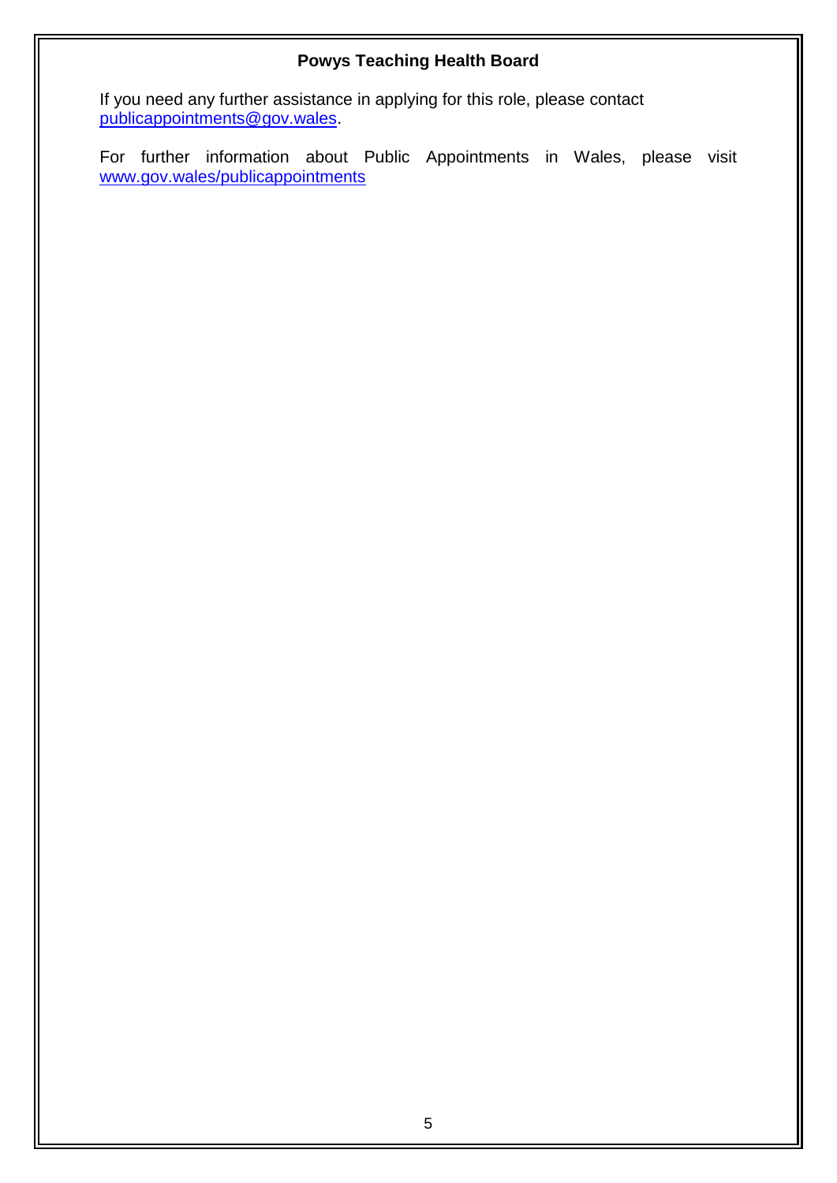**Powys Teaching Health Board**

If you need any further assistance in applying for this role, please contact publicappointments@gov.wales.

For further information about Public Appointments in Wales, please visit www.gov.wales/publicappointments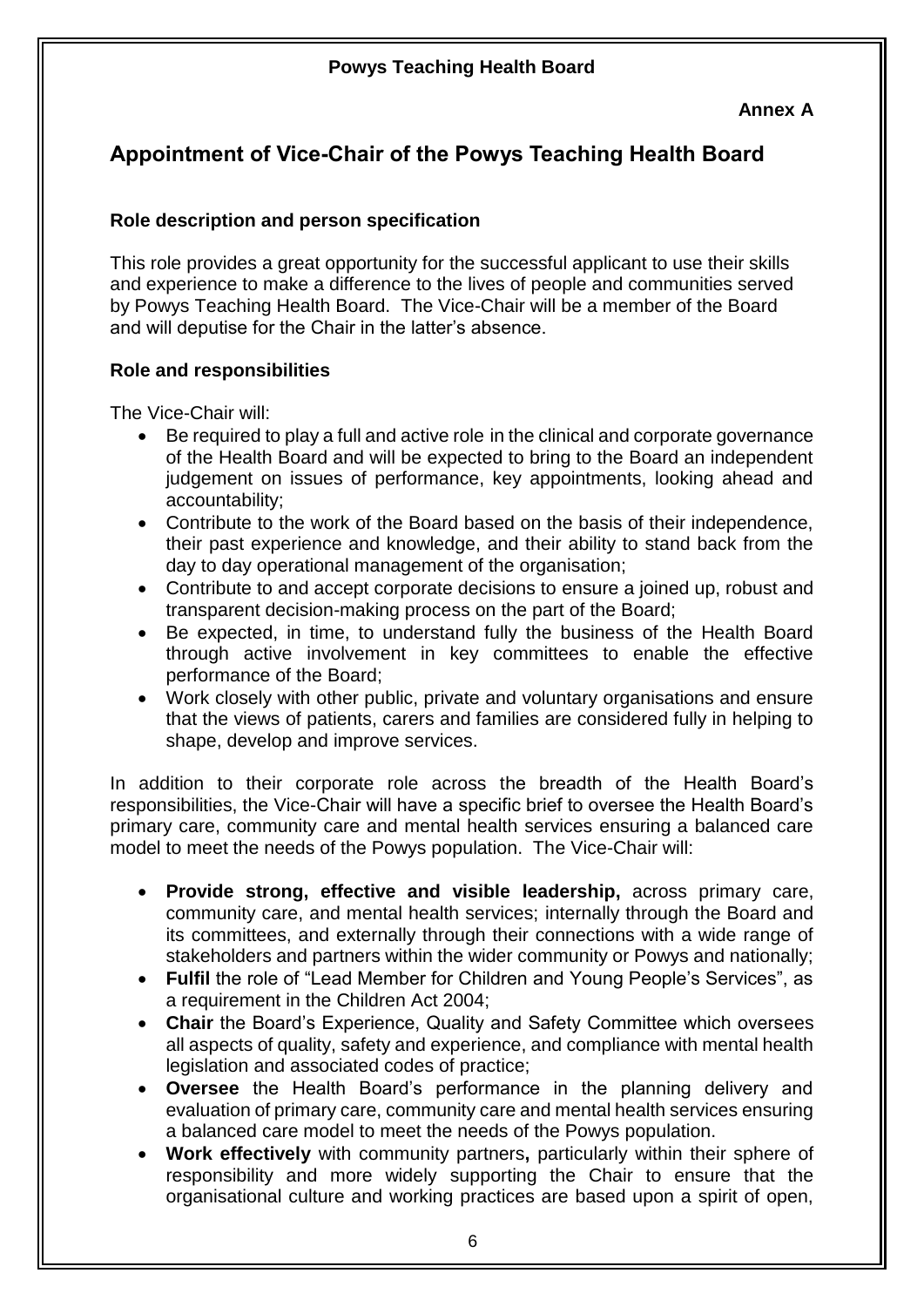**Powys Teaching Health Board**

**Annex A**

## Appointment of Vice-Chair of the Powys Teaching Health Board

### Role description and person specification

This role provides a great opportunity for the successful applicant to use their skills and experience to make a difference to the lives of people and communities served by Powys Teaching Health Board. The Vice-Chair will be a member of the Board and will deputise for the Chair in the latter's absence.

### Role and responsibilities

The Vice-Chair will:

- Be required to play a full and active role in the clinical and corporate governance of the Health Board and will be expected to bring to the Board an independent judgement on issues of performance, key appointments, looking ahead and accountability;
- Contribute to the work of the Board based on the basis of their independence, their past experience and knowledge, and their ability to stand back from the day to day operational management of the organisation;
- Contribute to and accept corporate decisions to ensure a joined up, robust and transparent decision-making process on the part of the Board;
- Be expected, in time, to understand fully the business of the Health Board through active involvement in key committees to enable the effective performance of the Board;
- Work closely with other public, private and voluntary organisations and ensure that the views of patients, carers and families are considered fully in helping to shape, develop and improve services.

In addition to their corporate role across the breadth of the Health Board's responsibilities, the Vice-Chair will have a specific brief to oversee the Health Board's primary care, community care and mental health services ensuring a balanced care model to meet the needs of the Powys population. The Vice-Chair will:

- **Provide strong, effective and visible leadership,** across primary care, community care, and mental health services; internally through the Board and its committees, and externally through their connections with a wide range of stakeholders and partners within the wider community or Powys and nationally;
- **Fulfil** the role of "Lead Member for Children and Young People's Services", as a requirement in the Children Act 2004;
- **Chair** the Board's Experience, Quality and Safety Committee which oversees all aspects of quality, safety and experience, and compliance with mental health legislation and associated codes of practice;
- **Oversee** the Health Board's performance in the planning delivery and evaluation of primary care, community care and mental health services ensuring a balanced care model to meet the needs of the Powys population.
- **Work effectively** with community partners**,** particularly within their sphere of responsibility and more widely supporting the Chair to ensure that the organisational culture and working practices are based upon a spirit of open,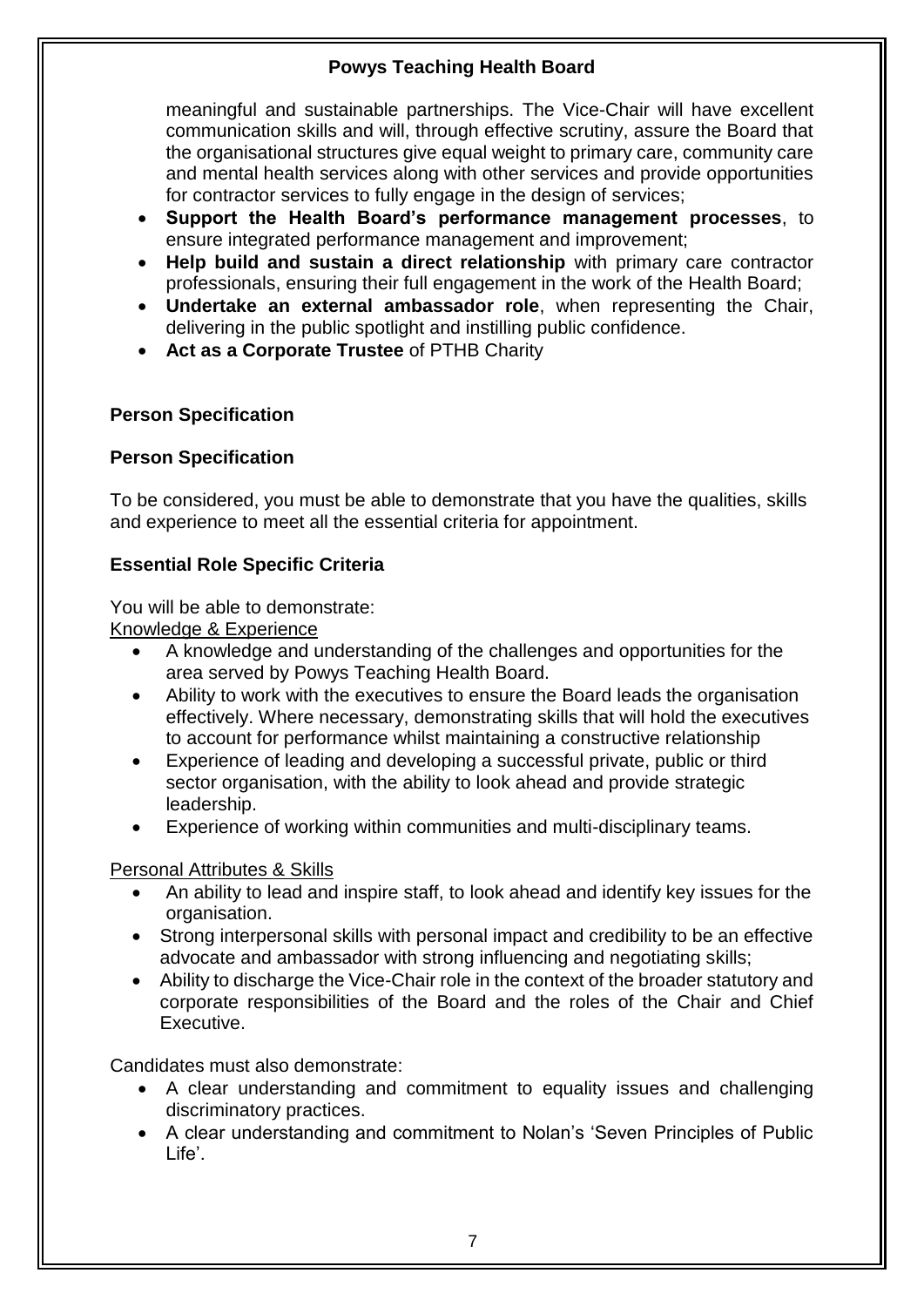meaningful and sustainable partnerships. The Vice-Chair will have excellent communication skills and will, through effective scrutiny, assure the Board that the organisational structures give equal weight to primary care, community care and mental health services along with other services and provide opportunities for contractor services to fully engage in the design of services;

- **Support the Health Board's performance management processes**, to ensure integrated performance management and improvement;
- **Help build and sustain a direct relationship** with primary care contractor professionals, ensuring their full engagement in the work of the Health Board;
- **Undertake an external ambassador role**, when representing the Chair, delivering in the public spotlight and instilling public confidence.
- **Act as a Corporate Trustee** of PTHB Charity

**Person Specification**

**Person Specification**

To be considered, you must be able to demonstrate that you have the qualities, skills and experience to meet all the essential criteria for appointment.

**Essential Role Specific Criteria**

You will be able to demonstrate:

Knowledge & Experience

- A knowledge and understanding of the challenges and opportunities for the area served by Powys Teaching Health Board.
- Ability to work with the executives to ensure the Board leads the organisation effectively. Where necessary, demonstrating skills that will hold the executives to account for performance whilst maintaining a constructive relationship
- Experience of leading and developing a successful private, public or third sector organisation, with the ability to look ahead and provide strategic leadership.
- Experience of working within communities and multi-disciplinary teams.

Personal Attributes & Skills

- An ability to lead and inspire staff, to look ahead and identify key issues for the organisation.
- Strong interpersonal skills with personal impact and credibility to be an effective advocate and ambassador with strong influencing and negotiating skills;
- Ability to discharge the Vice-Chair role in the context of the broader statutory and corporate responsibilities of the Board and the roles of the Chair and Chief Executive.

Candidates must also demonstrate:

- A clear understanding and commitment to equality issues and challenging discriminatory practices.
- A clear understanding and commitment to Nolan's 'Seven Principles of Public Life'.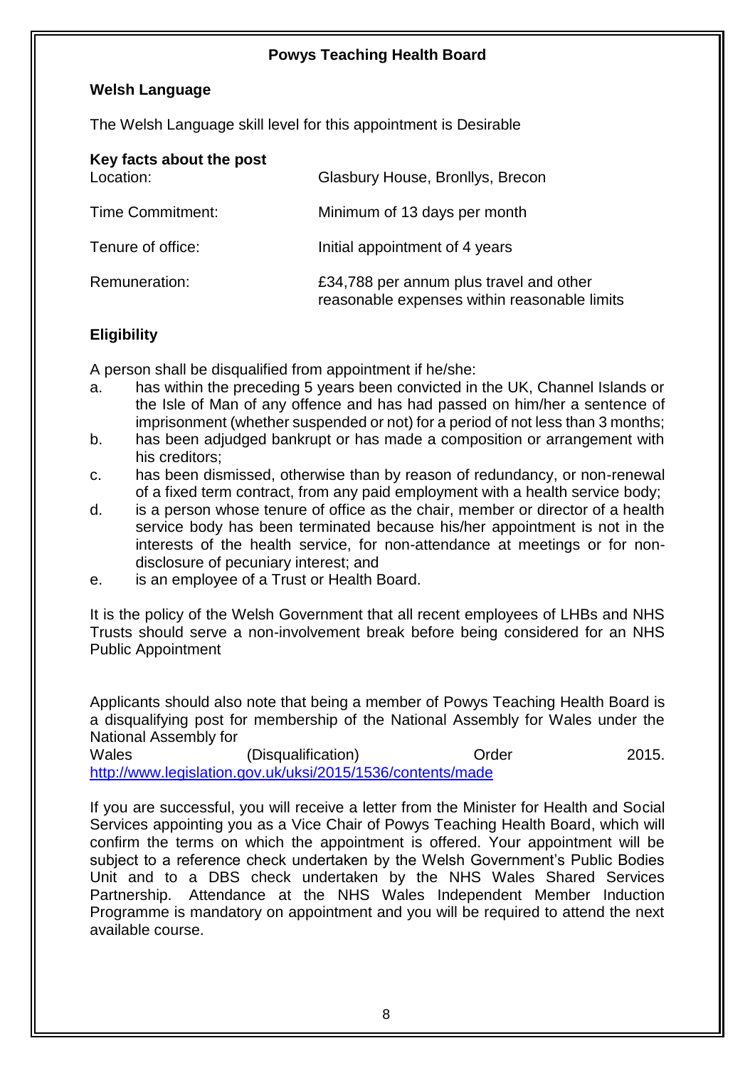## Powys Teaching Health Board

### Welsh Language

The Welsh Language skill level for this appointment is Desirable

### Key facts about the post

| | |
|---|---|
| Location: | Glasbury House, Bronllys, Brecon |
| Time Commitment: | Minimum of 13 days per month |
| Tenure of office: | Initial appointment of 4 years |
| Remuneration: | £34,788 per annum plus travel and other reasonable expenses within reasonable limits |

### Eligibility

A person shall be disqualified from appointment if he/she:

a. has within the preceding 5 years been convicted in the UK, Channel Islands or the Isle of Man of any offence and has had passed on him/her a sentence of imprisonment (whether suspended or not) for a period of not less than 3 months;
b. has been adjudged bankrupt or has made a composition or arrangement with his creditors;
c. has been dismissed, otherwise than by reason of redundancy, or non-renewal of a fixed term contract, from any paid employment with a health service body;
d. is a person whose tenure of office as the chair, member or director of a health service body has been terminated because his/her appointment is not in the interests of the health service, for non-attendance at meetings or for non-disclosure of pecuniary interest; and
e. is an employee of a Trust or Health Board.

It is the policy of the Welsh Government that all recent employees of LHBs and NHS Trusts should serve a non-involvement break before being considered for an NHS Public Appointment

Applicants should also note that being a member of Powys Teaching Health Board is a disqualifying post for membership of the National Assembly for Wales under the National Assembly for Wales (Disqualification) Order 2015. http://www.legislation.gov.uk/uksi/2015/1536/contents/made

If you are successful, you will receive a letter from the Minister for Health and Social Services appointing you as a Vice Chair of Powys Teaching Health Board, which will confirm the terms on which the appointment is offered. Your appointment will be subject to a reference check undertaken by the Welsh Government's Public Bodies Unit and to a DBS check undertaken by the NHS Wales Shared Services Partnership. Attendance at the NHS Wales Independent Member Induction Programme is mandatory on appointment and you will be required to attend the next available course.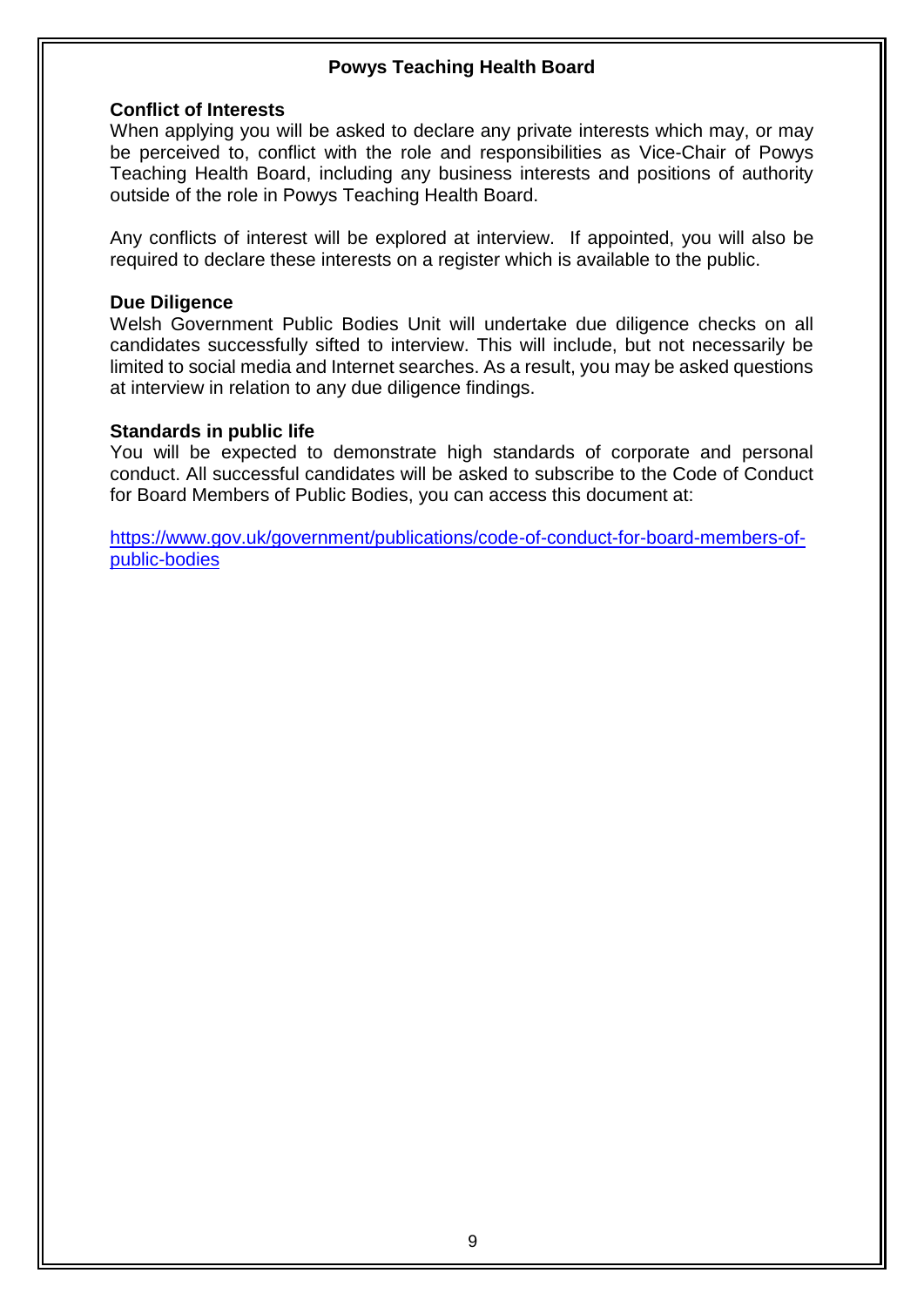**Powys Teaching Health Board**

**Conflict of Interests**

When applying you will be asked to declare any private interests which may, or may be perceived to, conflict with the role and responsibilities as Vice-Chair of Powys Teaching Health Board, including any business interests and positions of authority outside of the role in Powys Teaching Health Board.

Any conflicts of interest will be explored at interview. If appointed, you will also be required to declare these interests on a register which is available to the public.

**Due Diligence**

Welsh Government Public Bodies Unit will undertake due diligence checks on all candidates successfully sifted to interview. This will include, but not necessarily be limited to social media and Internet searches. As a result, you may be asked questions at interview in relation to any due diligence findings.

**Standards in public life**

You will be expected to demonstrate high standards of corporate and personal conduct. All successful candidates will be asked to subscribe to the Code of Conduct for Board Members of Public Bodies, you can access this document at:

[https://www.gov.uk/government/publications/code-of-conduct-for-board-members-of-public-bodies](https://www.gov.uk/government/publications/code-of-conduct-for-board-members-of-public-bodies)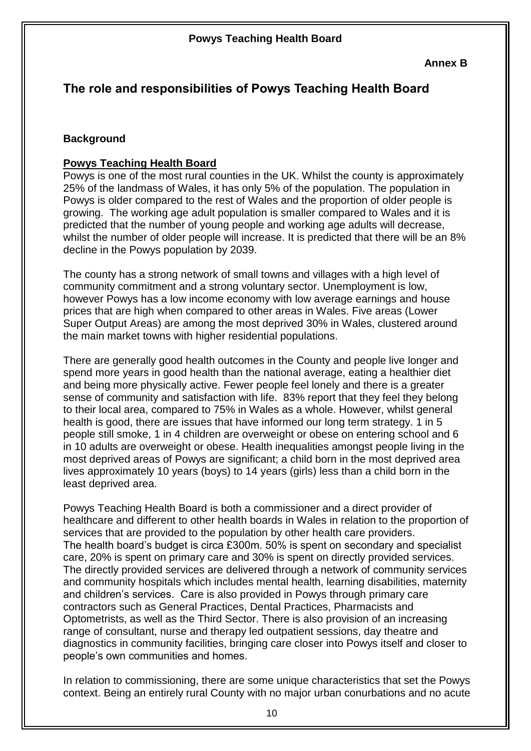**Annex B**

# The role and responsibilities of Powys Teaching Health Board

## Background

### Powys Teaching Health Board

Powys is one of the most rural counties in the UK. Whilst the county is approximately 25% of the landmass of Wales, it has only 5% of the population. The population in Powys is older compared to the rest of Wales and the proportion of older people is growing. The working age adult population is smaller compared to Wales and it is predicted that the number of young people and working age adults will decrease, whilst the number of older people will increase. It is predicted that there will be an 8% decline in the Powys population by 2039.

The county has a strong network of small towns and villages with a high level of community commitment and a strong voluntary sector. Unemployment is low, however Powys has a low income economy with low average earnings and house prices that are high when compared to other areas in Wales. Five areas (Lower Super Output Areas) are among the most deprived 30% in Wales, clustered around the main market towns with higher residential populations.

There are generally good health outcomes in the County and people live longer and spend more years in good health than the national average, eating a healthier diet and being more physically active. Fewer people feel lonely and there is a greater sense of community and satisfaction with life. 83% report that they feel they belong to their local area, compared to 75% in Wales as a whole. However, whilst general health is good, there are issues that have informed our long term strategy. 1 in 5 people still smoke, 1 in 4 children are overweight or obese on entering school and 6 in 10 adults are overweight or obese. Health inequalities amongst people living in the most deprived areas of Powys are significant; a child born in the most deprived area lives approximately 10 years (boys) to 14 years (girls) less than a child born in the least deprived area.

Powys Teaching Health Board is both a commissioner and a direct provider of healthcare and different to other health boards in Wales in relation to the proportion of services that are provided to the population by other health care providers. The health board's budget is circa £300m. 50% is spent on secondary and specialist care, 20% is spent on primary care and 30% is spent on directly provided services. The directly provided services are delivered through a network of community services and community hospitals which includes mental health, learning disabilities, maternity and children's services. Care is also provided in Powys through primary care contractors such as General Practices, Dental Practices, Pharmacists and Optometrists, as well as the Third Sector. There is also provision of an increasing range of consultant, nurse and therapy led outpatient sessions, day theatre and diagnostics in community facilities, bringing care closer into Powys itself and closer to people's own communities and homes.

In relation to commissioning, there are some unique characteristics that set the Powys context. Being an entirely rural County with no major urban conurbations and no acute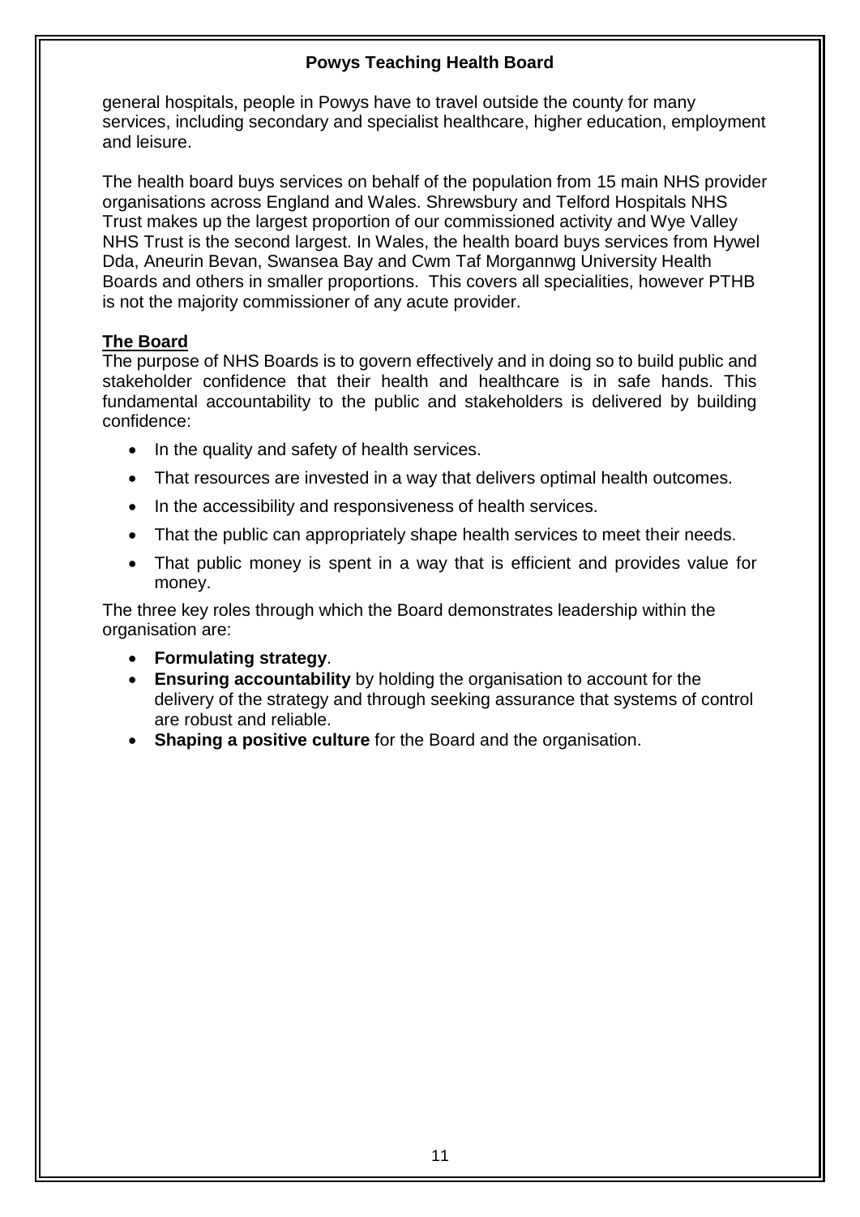general hospitals, people in Powys have to travel outside the county for many services, including secondary and specialist healthcare, higher education, employment and leisure.

The health board buys services on behalf of the population from 15 main NHS provider organisations across England and Wales. Shrewsbury and Telford Hospitals NHS Trust makes up the largest proportion of our commissioned activity and Wye Valley NHS Trust is the second largest. In Wales, the health board buys services from Hywel Dda, Aneurin Bevan, Swansea Bay and Cwm Taf Morgannwg University Health Boards and others in smaller proportions. This covers all specialities, however PTHB is not the majority commissioner of any acute provider.

## The Board

The purpose of NHS Boards is to govern effectively and in doing so to build public and stakeholder confidence that their health and healthcare is in safe hands. This fundamental accountability to the public and stakeholders is delivered by building confidence:

- In the quality and safety of health services.
- That resources are invested in a way that delivers optimal health outcomes.
- In the accessibility and responsiveness of health services.
- That the public can appropriately shape health services to meet their needs.
- That public money is spent in a way that is efficient and provides value for money.

The three key roles through which the Board demonstrates leadership within the organisation are:

- **Formulating strategy**.
- **Ensuring accountability** by holding the organisation to account for the delivery of the strategy and through seeking assurance that systems of control are robust and reliable.
- **Shaping a positive culture** for the Board and the organisation.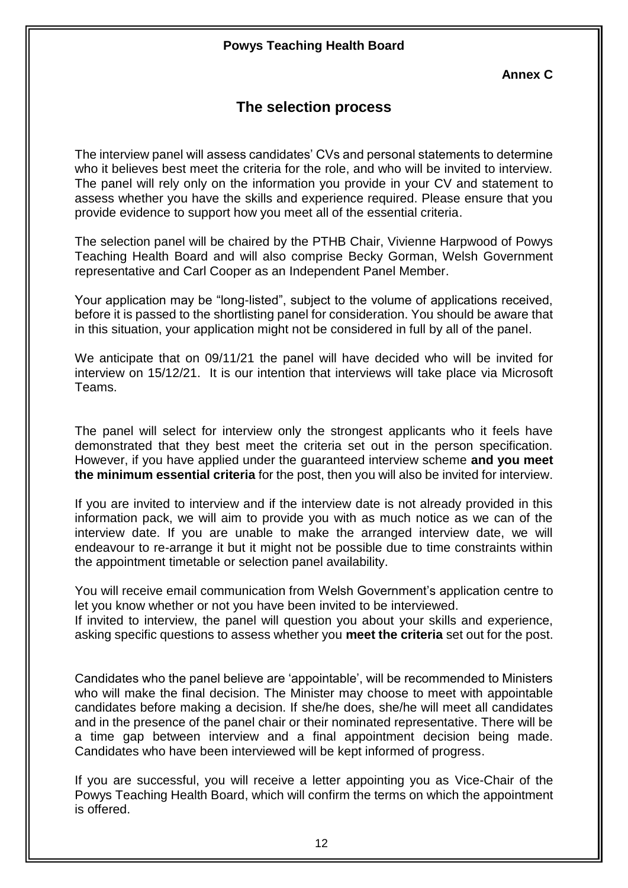**Powys Teaching Health Board**

**Annex C**

## The selection process

The interview panel will assess candidates' CVs and personal statements to determine who it believes best meet the criteria for the role, and who will be invited to interview. The panel will rely only on the information you provide in your CV and statement to assess whether you have the skills and experience required. Please ensure that you provide evidence to support how you meet all of the essential criteria.

The selection panel will be chaired by the PTHB Chair, Vivienne Harpwood of Powys Teaching Health Board and will also comprise Becky Gorman, Welsh Government representative and Carl Cooper as an Independent Panel Member.

Your application may be "long-listed", subject to the volume of applications received, before it is passed to the shortlisting panel for consideration. You should be aware that in this situation, your application might not be considered in full by all of the panel.

We anticipate that on 09/11/21 the panel will have decided who will be invited for interview on 15/12/21. It is our intention that interviews will take place via Microsoft Teams.

The panel will select for interview only the strongest applicants who it feels have demonstrated that they best meet the criteria set out in the person specification. However, if you have applied under the guaranteed interview scheme **and you meet the minimum essential criteria** for the post, then you will also be invited for interview.

If you are invited to interview and if the interview date is not already provided in this information pack, we will aim to provide you with as much notice as we can of the interview date. If you are unable to make the arranged interview date, we will endeavour to re-arrange it but it might not be possible due to time constraints within the appointment timetable or selection panel availability.

You will receive email communication from Welsh Government's application centre to let you know whether or not you have been invited to be interviewed.
If invited to interview, the panel will question you about your skills and experience, asking specific questions to assess whether you **meet the criteria** set out for the post.

Candidates who the panel believe are 'appointable', will be recommended to Ministers who will make the final decision. The Minister may choose to meet with appointable candidates before making a decision. If she/he does, she/he will meet all candidates and in the presence of the panel chair or their nominated representative. There will be a time gap between interview and a final appointment decision being made. Candidates who have been interviewed will be kept informed of progress.

If you are successful, you will receive a letter appointing you as Vice-Chair of the Powys Teaching Health Board, which will confirm the terms on which the appointment is offered.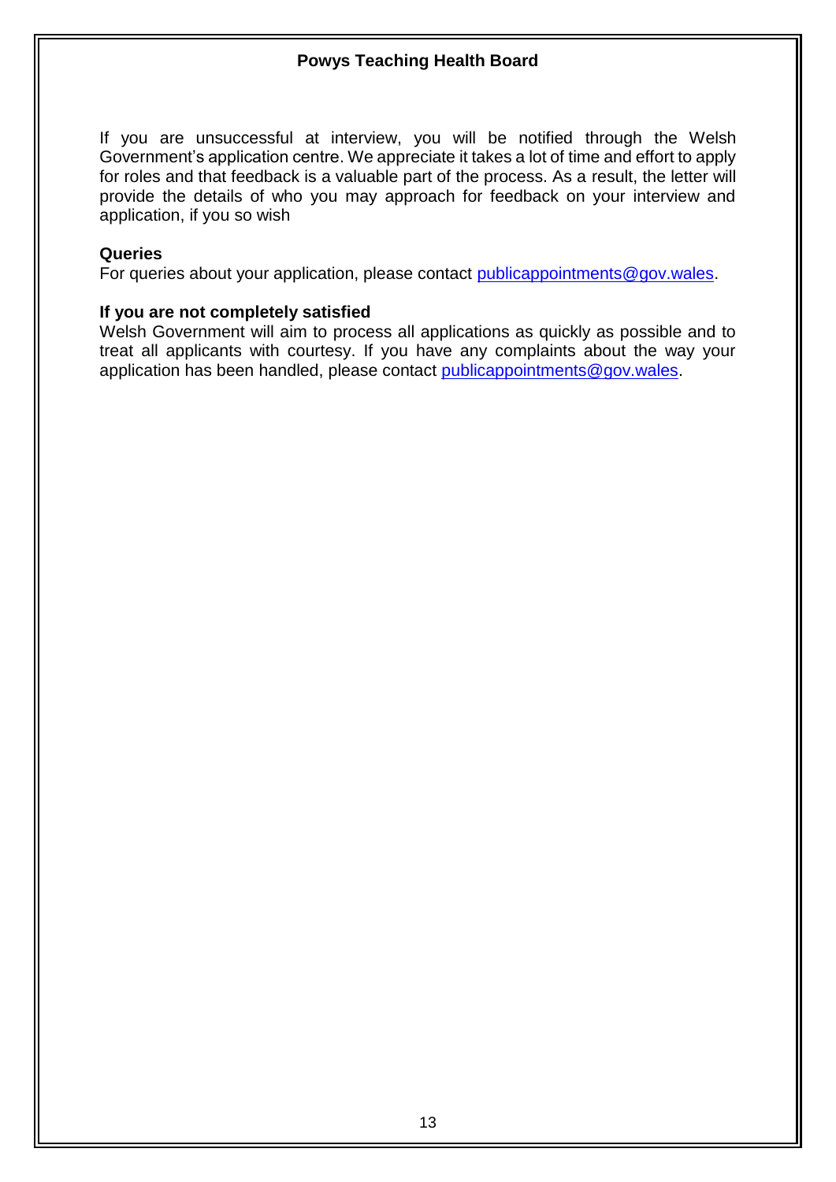If you are unsuccessful at interview, you will be notified through the Welsh Government's application centre. We appreciate it takes a lot of time and effort to apply for roles and that feedback is a valuable part of the process. As a result, the letter will provide the details of who you may approach for feedback on your interview and application, if you so wish

**Queries**

For queries about your application, please contact publicappointments@gov.wales.

**If you are not completely satisfied**

Welsh Government will aim to process all applications as quickly as possible and to treat all applicants with courtesy. If you have any complaints about the way your application has been handled, please contact publicappointments@gov.wales.